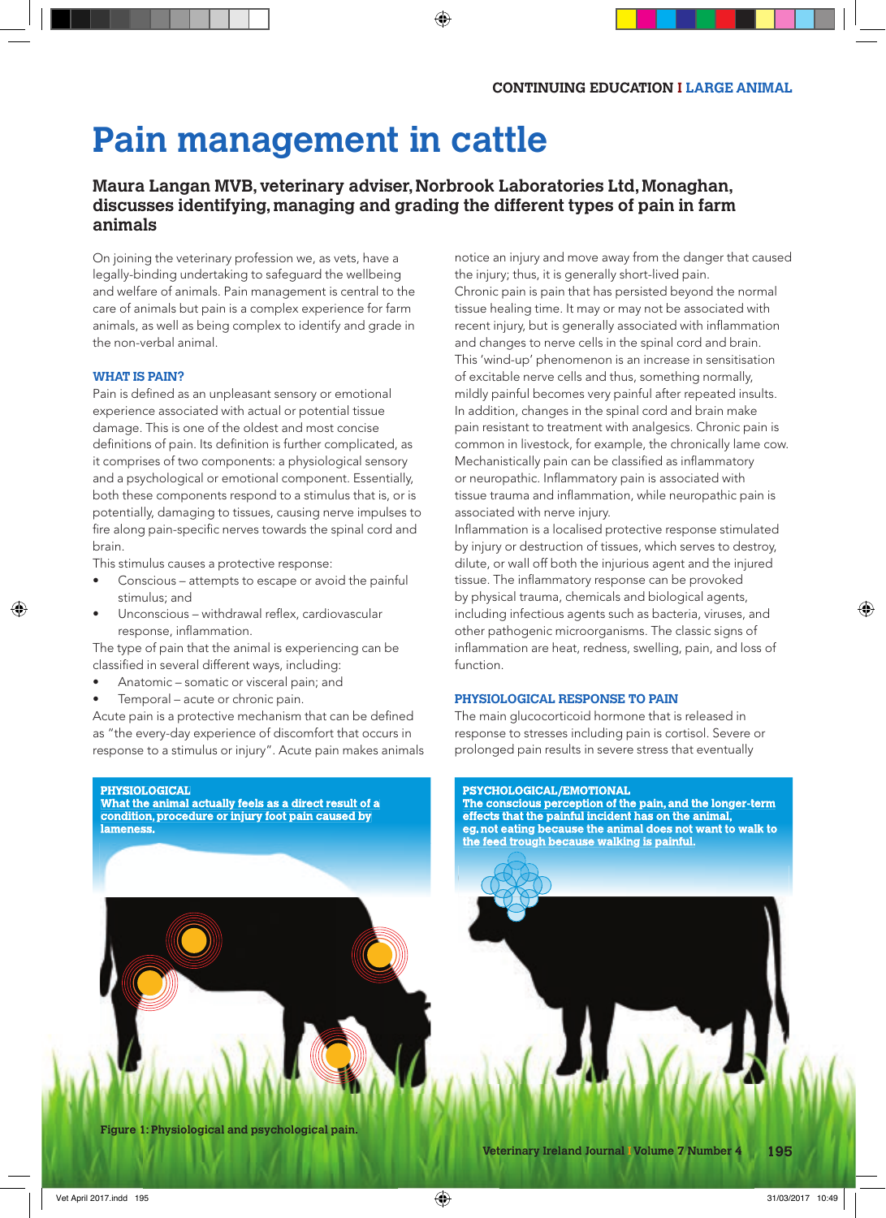CONTINUING EDUCATION I LARGE ANIMAL

# Pain management in cattle

**Maura Langan MVB, veterinary adviser, Norbrook Laboratories Ltd, Monaghan, discusses identifying, managing and grading the different types of pain in farm animals**

On joining the veterinary profession we, as vets, have a legally-binding undertaking to safeguard the wellbeing and welfare of animals. Pain management is central to the care of animals but pain is a complex experience for farm animals, as well as being complex to identify and grade in the non-verbal animal.

## WHAT IS PAIN?

Pain is defined as an unpleasant sensory or emotional experience associated with actual or potential tissue damage. This is one of the oldest and most concise definitions of pain. Its definition is further complicated, as it comprises of two components: a physiological sensory and a psychological or emotional component. Essentially, both these components respond to a stimulus that is, or is potentially, damaging to tissues, causing nerve impulses to fire along pain-specific nerves towards the spinal cord and brain.

This stimulus causes a protective response:

- Conscious – attempts to escape or avoid the painful stimulus; and
- Unconscious – withdrawal reflex, cardiovascular response, inflammation.

The type of pain that the animal is experiencing can be classified in several different ways, including:

- Anatomic – somatic or visceral pain; and
- Temporal – acute or chronic pain.

Acute pain is a protective mechanism that can be defined as "the every-day experience of discomfort that occurs in response to a stimulus or injury". Acute pain makes animals notice an injury and move away from the danger that caused the injury; thus, it is generally short-lived pain.

Chronic pain is pain that has persisted beyond the normal tissue healing time. It may or may not be associated with recent injury, but is generally associated with inflammation and changes to nerve cells in the spinal cord and brain. This 'wind-up' phenomenon is an increase in sensitisation of excitable nerve cells and thus, something normally, mildly painful becomes very painful after repeated insults. In addition, changes in the spinal cord and brain make pain resistant to treatment with analgesics. Chronic pain is common in livestock, for example, the chronically lame cow. Mechanistically pain can be classified as inflammatory or neuropathic. Inflammatory pain is associated with tissue trauma and inflammation, while neuropathic pain is associated with nerve injury.

Inflammation is a localised protective response stimulated by injury or destruction of tissues, which serves to destroy, dilute, or wall off both the injurious agent and the injured tissue. The inflammatory response can be provoked by physical trauma, chemicals and biological agents, including infectious agents such as bacteria, viruses, and other pathogenic microorganisms. The classic signs of inflammation are heat, redness, swelling, pain, and loss of function.

## PHYSIOLOGICAL RESPONSE TO PAIN

The main glucocorticoid hormone that is released in response to stresses including pain is cortisol. Severe or prolonged pain results in severe stress that eventually

**PHYSIOLOGICAL**
What the animal actually feels as a direct result of a condition, procedure or injury foot pain caused by lameness.

**PSYCHOLOGICAL/EMOTIONAL**
The conscious perception of the pain, and the longer-term effects that the painful incident has on the animal, eg, not eating because the animal does not want to walk to the feed trough because walking is painful.

Figure 1: Physiological and psychological pain.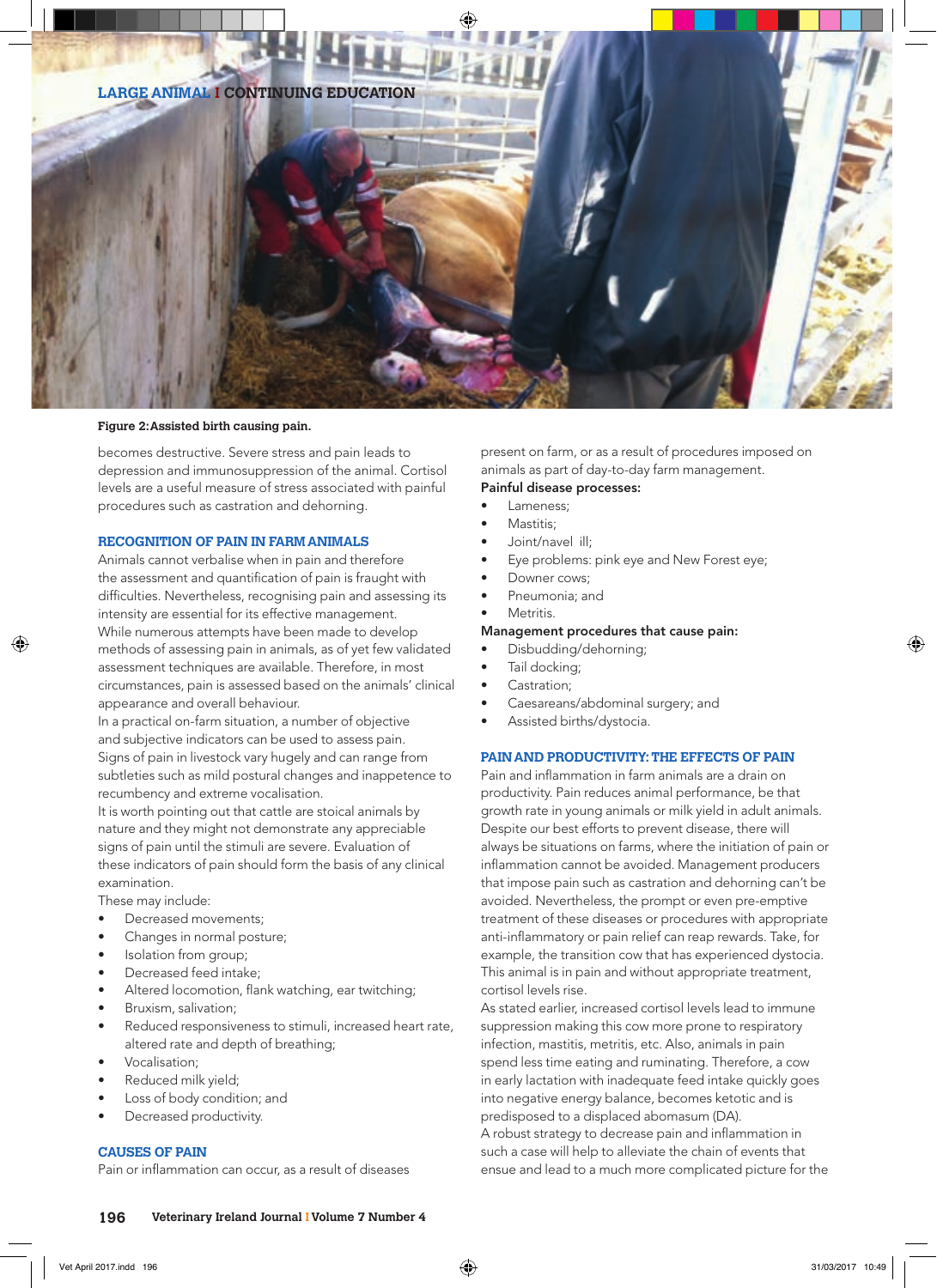Figure 2: Assisted birth causing pain.

becomes destructive. Severe stress and pain leads to depression and immunosuppression of the animal. Cortisol levels are a useful measure of stress associated with painful procedures such as castration and dehorning.

## RECOGNITION OF PAIN IN FARM ANIMALS

Animals cannot verbalise when in pain and therefore the assessment and quantification of pain is fraught with difficulties. Nevertheless, recognising pain and assessing its intensity are essential for its effective management.

While numerous attempts have been made to develop methods of assessing pain in animals, as of yet few validated assessment techniques are available. Therefore, in most circumstances, pain is assessed based on the animals' clinical appearance and overall behaviour.

In a practical on-farm situation, a number of objective and subjective indicators can be used to assess pain. Signs of pain in livestock vary hugely and can range from subtleties such as mild postural changes and inappetence to recumbency and extreme vocalisation.

It is worth pointing out that cattle are stoical animals by nature and they might not demonstrate any appreciable signs of pain until the stimuli are severe. Evaluation of these indicators of pain should form the basis of any clinical examination.

These may include:

- Decreased movements;
- Changes in normal posture;
- Isolation from group;
- Decreased feed intake;
- Altered locomotion, flank watching, ear twitching;
- Bruxism, salivation;
- Reduced responsiveness to stimuli, increased heart rate, altered rate and depth of breathing;
- Vocalisation;
- Reduced milk yield;
- Loss of body condition; and
- Decreased productivity.

## CAUSES OF PAIN

Pain or inflammation can occur, as a result of diseases present on farm, or as a result of procedures imposed on animals as part of day-to-day farm management.

**Painful disease processes:**

- Lameness;
- Mastitis;
- Joint/navel ill;
- Eye problems: pink eye and New Forest eye;
- Downer cows;
- Pneumonia; and
- Metritis.

**Management procedures that cause pain:**

- Disbudding/dehorning;
- Tail docking;
- Castration;
- Caesareans/abdominal surgery; and
- Assisted births/dystocia.

## PAIN AND PRODUCTIVITY: THE EFFECTS OF PAIN

Pain and inflammation in farm animals are a drain on productivity. Pain reduces animal performance, be that growth rate in young animals or milk yield in adult animals. Despite our best efforts to prevent disease, there will always be situations on farms, where the initiation of pain or inflammation cannot be avoided. Management producers that impose pain such as castration and dehorning can't be avoided. Nevertheless, the prompt or even pre-emptive treatment of these diseases or procedures with appropriate anti-inflammatory or pain relief can reap rewards. Take, for example, the transition cow that has experienced dystocia. This animal is in pain and without appropriate treatment, cortisol levels rise.

As stated earlier, increased cortisol levels lead to immune suppression making this cow more prone to respiratory infection, mastitis, metritis, etc. Also, animals in pain spend less time eating and ruminating. Therefore, a cow in early lactation with inadequate feed intake quickly goes into negative energy balance, becomes ketotic and is predisposed to a displaced abomasum (DA).

A robust strategy to decrease pain and inflammation in such a case will help to alleviate the chain of events that ensue and lead to a much more complicated picture for the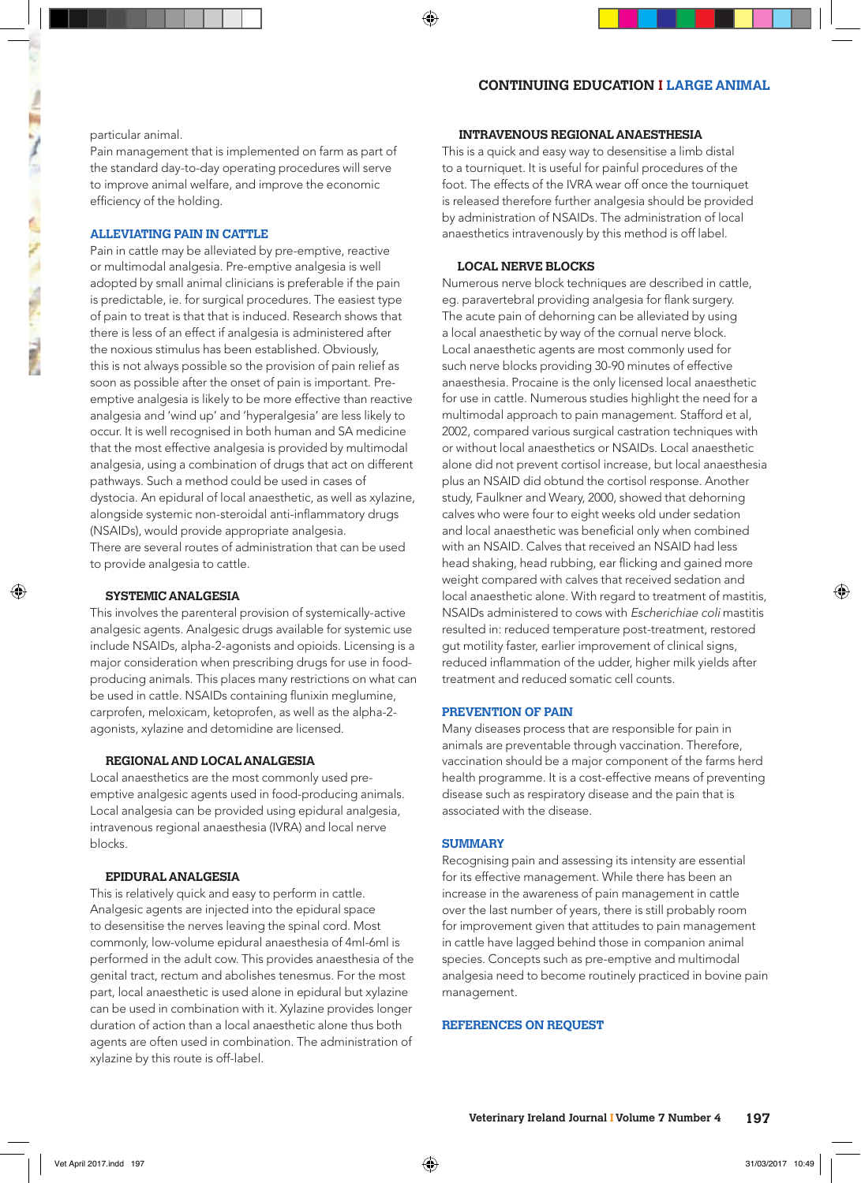particular animal.

Pain management that is implemented on farm as part of the standard day-to-day operating procedures will serve to improve animal welfare, and improve the economic efficiency of the holding.

## ALLEVIATING PAIN IN CATTLE

Pain in cattle may be alleviated by pre-emptive, reactive or multimodal analgesia. Pre-emptive analgesia is well adopted by small animal clinicians is preferable if the pain is predictable, ie. for surgical procedures. The easiest type of pain to treat is that that is induced. Research shows that there is less of an effect if analgesia is administered after the noxious stimulus has been established. Obviously, this is not always possible so the provision of pain relief as soon as possible after the onset of pain is important. Pre-emptive analgesia is likely to be more effective than reactive analgesia and 'wind up' and 'hyperalgesia' are less likely to occur. It is well recognised in both human and SA medicine that the most effective analgesia is provided by multimodal analgesia, using a combination of drugs that act on different pathways. Such a method could be used in cases of dystocia. An epidural of local anaesthetic, as well as xylazine, alongside systemic non-steroidal anti-inflammatory drugs (NSAIDs), would provide appropriate analgesia.

There are several routes of administration that can be used to provide analgesia to cattle.

### SYSTEMIC ANALGESIA

This involves the parenteral provision of systemically-active analgesic agents. Analgesic drugs available for systemic use include NSAIDs, alpha-2-agonists and opioids. Licensing is a major consideration when prescribing drugs for use in food-producing animals. This places many restrictions on what can be used in cattle. NSAIDs containing flunixin meglumine, carprofen, meloxicam, ketoprofen, as well as the alpha-2-agonists, xylazine and detomidine are licensed.

### REGIONAL AND LOCAL ANALGESIA

Local anaesthetics are the most commonly used pre-emptive analgesic agents used in food-producing animals. Local analgesia can be provided using epidural analgesia, intravenous regional anaesthesia (IVRA) and local nerve blocks.

### EPIDURAL ANALGESIA

This is relatively quick and easy to perform in cattle. Analgesic agents are injected into the epidural space to desensitise the nerves leaving the spinal cord. Most commonly, low-volume epidural anaesthesia of 4ml-6ml is performed in the adult cow. This provides anaesthesia of the genital tract, rectum and abolishes tenesmus. For the most part, local anaesthetic is used alone in epidural but xylazine can be used in combination with it. Xylazine provides longer duration of action than a local anaesthetic alone thus both agents are often used in combination. The administration of xylazine by this route is off-label.

### INTRAVENOUS REGIONAL ANAESTHESIA

This is a quick and easy way to desensitise a limb distal to a tourniquet. It is useful for painful procedures of the foot. The effects of the IVRA wear off once the tourniquet is released therefore further analgesia should be provided by administration of NSAIDs. The administration of local anaesthetics intravenously by this method is off label.

### LOCAL NERVE BLOCKS

Numerous nerve block techniques are described in cattle, eg. paravertebral providing analgesia for flank surgery. The acute pain of dehorning can be alleviated by using a local anaesthetic by way of the cornual nerve block. Local anaesthetic agents are most commonly used for such nerve blocks providing 30-90 minutes of effective anaesthesia. Procaine is the only licensed local anaesthetic for use in cattle. Numerous studies highlight the need for a multimodal approach to pain management. Stafford et al, 2002, compared various surgical castration techniques with or without local anaesthetics or NSAIDs. Local anaesthetic alone did not prevent cortisol increase, but local anaesthesia plus an NSAID did obtund the cortisol response. Another study, Faulkner and Weary, 2000, showed that dehorning calves who were four to eight weeks old under sedation and local anaesthetic was beneficial only when combined with an NSAID. Calves that received an NSAID had less head shaking, head rubbing, ear flicking and gained more weight compared with calves that received sedation and local anaesthetic alone. With regard to treatment of mastitis, NSAIDs administered to cows with *Escherichiae coli* mastitis resulted in: reduced temperature post-treatment, restored gut motility faster, earlier improvement of clinical signs, reduced inflammation of the udder, higher milk yields after treatment and reduced somatic cell counts.

## PREVENTION OF PAIN

Many diseases process that are responsible for pain in animals are preventable through vaccination. Therefore, vaccination should be a major component of the farms herd health programme. It is a cost-effective means of preventing disease such as respiratory disease and the pain that is associated with the disease.

## SUMMARY

Recognising pain and assessing its intensity are essential for its effective management. While there has been an increase in the awareness of pain management in cattle over the last number of years, there is still probably room for improvement given that attitudes to pain management in cattle have lagged behind those in companion animal species. Concepts such as pre-emptive and multimodal analgesia need to become routinely practiced in bovine pain management.

## REFERENCES ON REQUEST